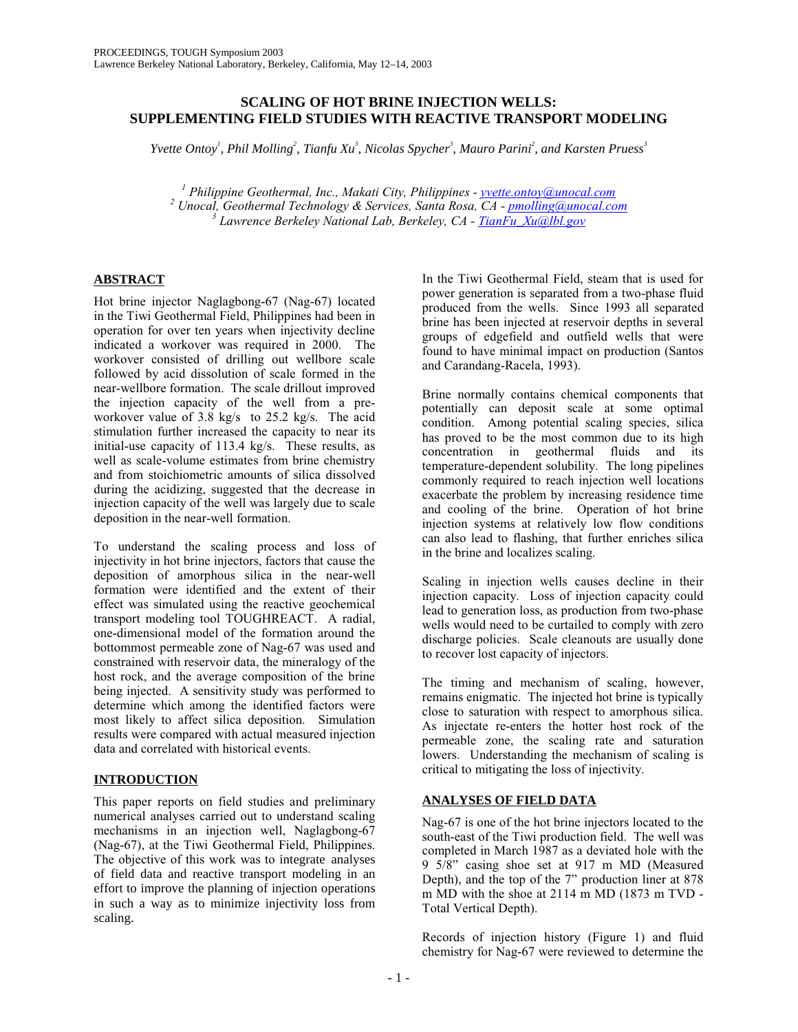# SCALING OF HOT BRINE INJECTION WELLS: SUPPLEMENTING FIELD STUDIES WITH REACTIVE TRANSPORT MODELING

*Yvette Ontoy[1], Phil Molling[2], Tianfu Xu[3], Nicolas Spycher[3], Mauro Parini[2], and Karsten Pruess[3]*

[1] *Philippine Geothermal, Inc., Makati City, Philippines - yvette.ontoy@unocal.com*
[2] *Unocal, Geothermal Technology & Services, Santa Rosa, CA - pmolling@unocal.com*
[3] *Lawrence Berkeley National Lab, Berkeley, CA - TianFu_Xu@lbl.gov*

## ABSTRACT

Hot brine injector Naglagbong-67 (Nag-67) located in the Tiwi Geothermal Field, Philippines had been in operation for over ten years when injectivity decline indicated a workover was required in 2000. The workover consisted of drilling out wellbore scale followed by acid dissolution of scale formed in the near-wellbore formation. The scale drillout improved the injection capacity of the well from a pre-workover value of 3.8 kg/s to 25.2 kg/s. The acid stimulation further increased the capacity to near its initial-use capacity of 113.4 kg/s. These results, as well as scale-volume estimates from brine chemistry and from stoichiometric amounts of silica dissolved during the acidizing, suggested that the decrease in injection capacity of the well was largely due to scale deposition in the near-well formation.

To understand the scaling process and loss of injectivity in hot brine injectors, factors that cause the deposition of amorphous silica in the near-well formation were identified and the extent of their effect was simulated using the reactive geochemical transport modeling tool TOUGHREACT. A radial, one-dimensional model of the formation around the bottommost permeable zone of Nag-67 was used and constrained with reservoir data, the mineralogy of the host rock, and the average composition of the brine being injected. A sensitivity study was performed to determine which among the identified factors were most likely to affect silica deposition. Simulation results were compared with actual measured injection data and correlated with historical events.

## INTRODUCTION

This paper reports on field studies and preliminary numerical analyses carried out to understand scaling mechanisms in an injection well, Naglagbong-67 (Nag-67), at the Tiwi Geothermal Field, Philippines. The objective of this work was to integrate analyses of field data and reactive transport modeling in an effort to improve the planning of injection operations in such a way as to minimize injectivity loss from scaling.

In the Tiwi Geothermal Field, steam that is used for power generation is separated from a two-phase fluid produced from the wells. Since 1993 all separated brine has been injected at reservoir depths in several groups of edgefield and outfield wells that were found to have minimal impact on production (Santos and Carandang-Racela, 1993).

Brine normally contains chemical components that potentially can deposit scale at some optimal condition. Among potential scaling species, silica has proved to be the most common due to its high concentration in geothermal fluids and its temperature-dependent solubility. The long pipelines commonly required to reach injection well locations exacerbate the problem by increasing residence time and cooling of the brine. Operation of hot brine injection systems at relatively low flow conditions can also lead to flashing, that further enriches silica in the brine and localizes scaling.

Scaling in injection wells causes decline in their injection capacity. Loss of injection capacity could lead to generation loss, as production from two-phase wells would need to be curtailed to comply with zero discharge policies. Scale cleanouts are usually done to recover lost capacity of injectors.

The timing and mechanism of scaling, however, remains enigmatic. The injected hot brine is typically close to saturation with respect to amorphous silica. As injectate re-enters the hotter host rock of the permeable zone, the scaling rate and saturation lowers. Understanding the mechanism of scaling is critical to mitigating the loss of injectivity.

## ANALYSES OF FIELD DATA

Nag-67 is one of the hot brine injectors located to the south-east of the Tiwi production field. The well was completed in March 1987 as a deviated hole with the 9 5/8" casing shoe set at 917 m MD (Measured Depth), and the top of the 7" production liner at 878 m MD with the shoe at 2114 m MD (1873 m TVD - Total Vertical Depth).

Records of injection history (Figure 1) and fluid chemistry for Nag-67 were reviewed to determine the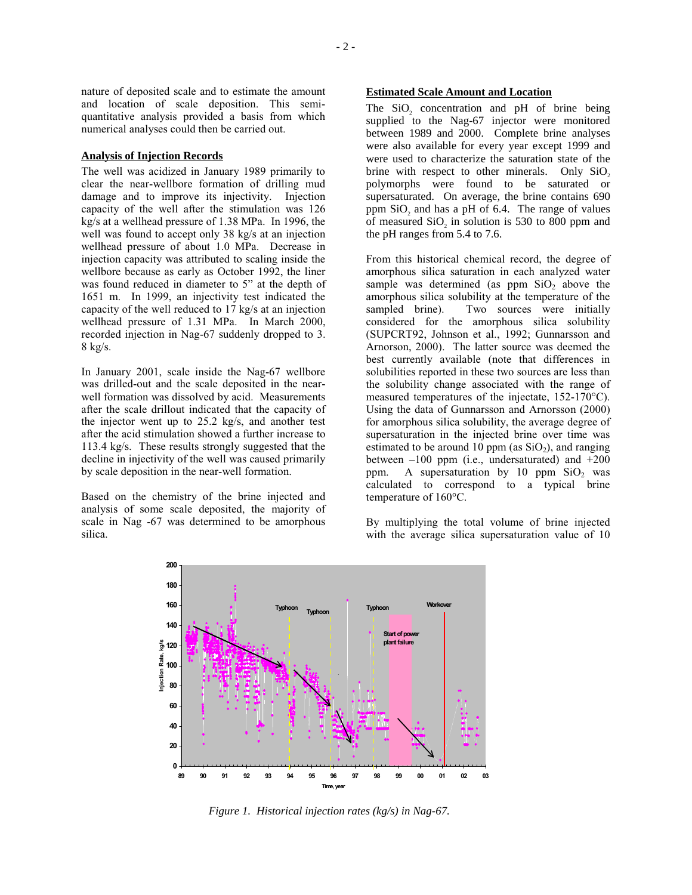nature of deposited scale and to estimate the amount and location of scale deposition. This semi-quantitative analysis provided a basis from which numerical analyses could then be carried out.

## Analysis of Injection Records

The well was acidized in January 1989 primarily to clear the near-wellbore formation of drilling mud damage and to improve its injectivity. Injection capacity of the well after the stimulation was 126 kg/s at a wellhead pressure of 1.38 MPa. In 1996, the well was found to accept only 38 kg/s at an injection wellhead pressure of about 1.0 MPa. Decrease in injection capacity was attributed to scaling inside the wellbore because as early as October 1992, the liner was found reduced in diameter to 5" at the depth of 1651 m. In 1999, an injectivity test indicated the capacity of the well reduced to 17 kg/s at an injection wellhead pressure of 1.31 MPa. In March 2000, recorded injection in Nag-67 suddenly dropped to 3.8 kg/s.

In January 2001, scale inside the Nag-67 wellbore was drilled-out and the scale deposited in the near-well formation was dissolved by acid. Measurements after the scale drillout indicated that the capacity of the injector went up to 25.2 kg/s, and another test after the acid stimulation showed a further increase to 113.4 kg/s. These results strongly suggested that the decline in injectivity of the well was caused primarily by scale deposition in the near-well formation.

Based on the chemistry of the brine injected and analysis of some scale deposited, the majority of scale in Nag -67 was determined to be amorphous silica.

## Estimated Scale Amount and Location

The $SiO_2$ concentration and pH of brine being supplied to the Nag-67 injector were monitored between 1989 and 2000. Complete brine analyses were also available for every year except 1999 and were used to characterize the saturation state of the brine with respect to other minerals. Only $SiO_2$ polymorphs were found to be saturated or supersaturated. On average, the brine contains 690 ppm $SiO_2$ and has a pH of 6.4. The range of values of measured $SiO_2$ in solution is 530 to 800 ppm and the pH ranges from 5.4 to 7.6.

From this historical chemical record, the degree of amorphous silica saturation in each analyzed water sample was determined (as ppm $SiO_2$ above the amorphous silica solubility at the temperature of the sampled brine). Two sources were initially considered for the amorphous silica solubility (SUPCRT92, Johnson et al., 1992; Gunnarsson and Arnorson, 2000). The latter source was deemed the best currently available (note that differences in solubilities reported in these two sources are less than the solubility change associated with the range of measured temperatures of the injectate, 152-170°C). Using the data of Gunnarsson and Arnorsson (2000) for amorphous silica solubility, the average degree of supersaturation in the injected brine over time was estimated to be around 10 ppm (as $SiO_2$), and ranging between –100 ppm (i.e., undersaturated) and +200 ppm. A supersaturation by 10 ppm $SiO_2$ was calculated to correspond to a typical brine temperature of 160°C.

By multiplying the total volume of brine injected with the average silica supersaturation value of 10

*Figure 1. Historical injection rates (kg/s) in Nag-67.*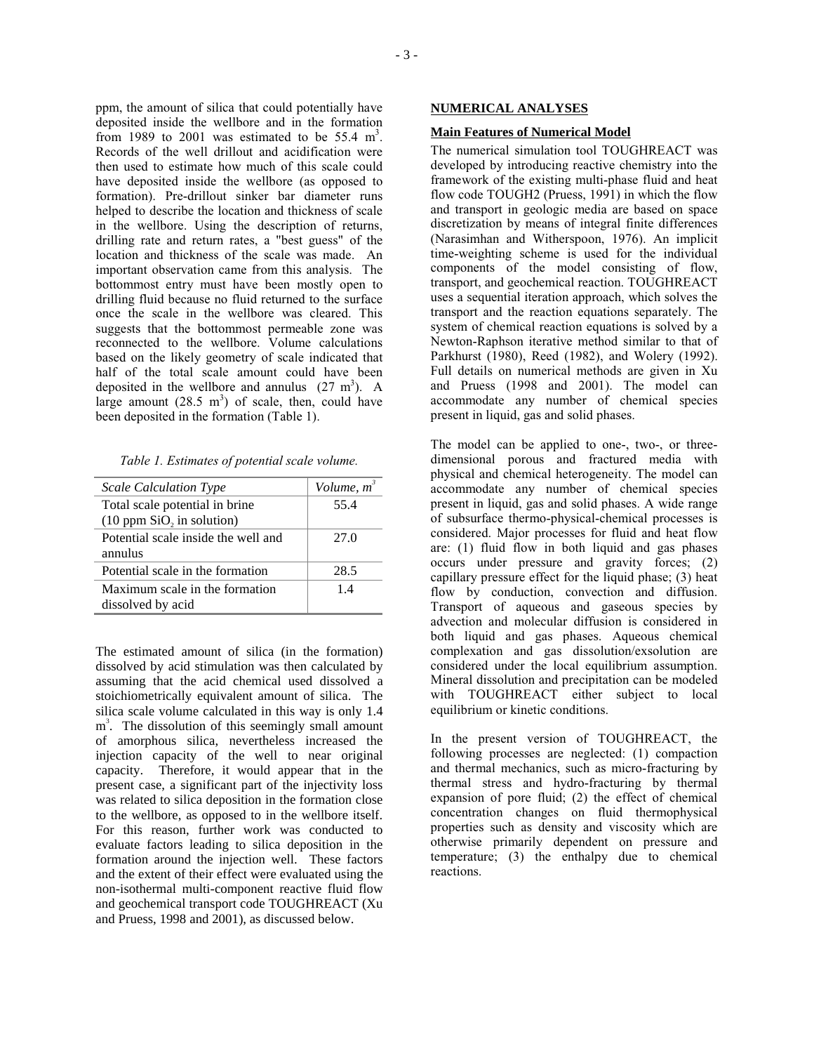ppm, the amount of silica that could potentially have deposited inside the wellbore and in the formation from 1989 to 2001 was estimated to be 55.4 $m^3$. Records of the well drillout and acidification were then used to estimate how much of this scale could have deposited inside the wellbore (as opposed to formation). Pre-drillout sinker bar diameter runs helped to describe the location and thickness of scale in the wellbore. Using the description of returns, drilling rate and return rates, a "best guess" of the location and thickness of the scale was made. An important observation came from this analysis. The bottommost entry must have been mostly open to drilling fluid because no fluid returned to the surface once the scale in the wellbore was cleared. This suggests that the bottommost permeable zone was reconnected to the wellbore. Volume calculations based on the likely geometry of scale indicated that half of the total scale amount could have been deposited in the wellbore and annulus (27 $m^3$). A large amount (28.5 $m^3$) of scale, then, could have been deposited in the formation (Table 1).

*Table 1. Estimates of potential scale volume.*

| *Scale Calculation Type* | *Volume, $m^3$* |
|---|---|
| Total scale potential in brine (10 ppm $SiO_2$ in solution) | 55.4 |
| Potential scale inside the well and annulus | 27.0 |
| Potential scale in the formation | 28.5 |
| Maximum scale in the formation dissolved by acid | 1.4 |

The estimated amount of silica (in the formation) dissolved by acid stimulation was then calculated by assuming that the acid chemical used dissolved a stoichiometrically equivalent amount of silica. The silica scale volume calculated in this way is only 1.4 $m^3$. The dissolution of this seemingly small amount of amorphous silica, nevertheless increased the injection capacity of the well to near original capacity. Therefore, it would appear that in the present case, a significant part of the injectivity loss was related to silica deposition in the formation close to the wellbore, as opposed to in the wellbore itself. For this reason, further work was conducted to evaluate factors leading to silica deposition in the formation around the injection well. These factors and the extent of their effect were evaluated using the non-isothermal multi-component reactive fluid flow and geochemical transport code TOUGHREACT (Xu and Pruess, 1998 and 2001), as discussed below.

## NUMERICAL ANALYSES

### Main Features of Numerical Model

The numerical simulation tool TOUGHREACT was developed by introducing reactive chemistry into the framework of the existing multi-phase fluid and heat flow code TOUGH2 (Pruess, 1991) in which the flow and transport in geologic media are based on space discretization by means of integral finite differences (Narasimhan and Witherspoon, 1976). An implicit time-weighting scheme is used for the individual components of the model consisting of flow, transport, and geochemical reaction. TOUGHREACT uses a sequential iteration approach, which solves the transport and the reaction equations separately. The system of chemical reaction equations is solved by a Newton-Raphson iterative method similar to that of Parkhurst (1980), Reed (1982), and Wolery (1992). Full details on numerical methods are given in Xu and Pruess (1998 and 2001). The model can accommodate any number of chemical species present in liquid, gas and solid phases.

The model can be applied to one-, two-, or three-dimensional porous and fractured media with physical and chemical heterogeneity. The model can accommodate any number of chemical species present in liquid, gas and solid phases. A wide range of subsurface thermo-physical-chemical processes is considered. Major processes for fluid and heat flow are: (1) fluid flow in both liquid and gas phases occurs under pressure and gravity forces; (2) capillary pressure effect for the liquid phase; (3) heat flow by conduction, convection and diffusion. Transport of aqueous and gaseous species by advection and molecular diffusion is considered in both liquid and gas phases. Aqueous chemical complexation and gas dissolution/exsolution are considered under the local equilibrium assumption. Mineral dissolution and precipitation can be modeled with TOUGHREACT either subject to local equilibrium or kinetic conditions.

In the present version of TOUGHREACT, the following processes are neglected: (1) compaction and thermal mechanics, such as micro-fracturing by thermal stress and hydro-fracturing by thermal expansion of pore fluid; (2) the effect of chemical concentration changes on fluid thermophysical properties such as density and viscosity which are otherwise primarily dependent on pressure and temperature; (3) the enthalpy due to chemical reactions.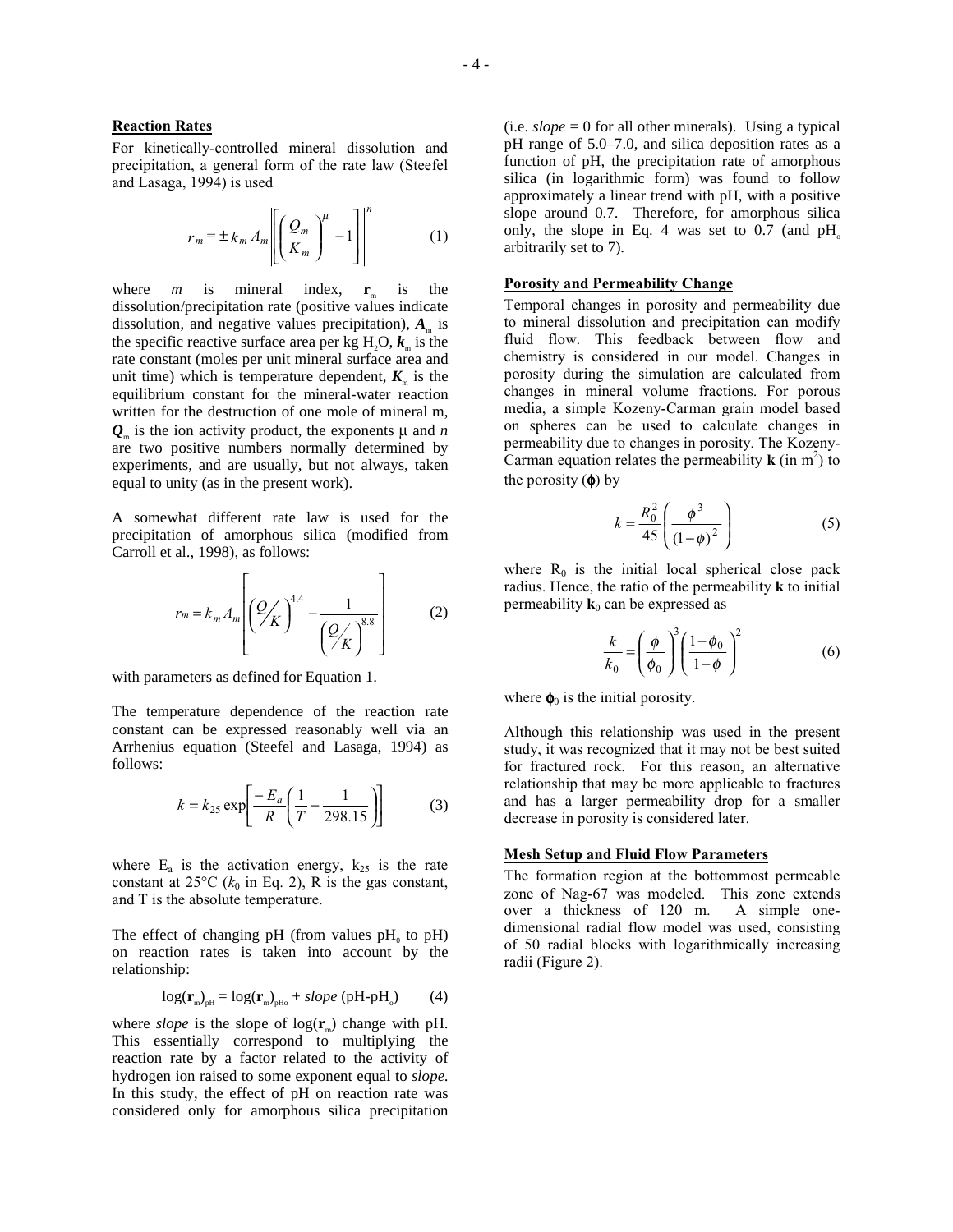**Reaction Rates**

For kinetically-controlled mineral dissolution and precipitation, a general form of the rate law (Steefel and Lasaga, 1994) is used

$$r_m = \pm k_m A_m \left| \left[ \left( \frac{Q_m}{K_m} \right)^{\mu} - 1 \right] \right|^n \qquad (1)$$

where $m$ is mineral index, $\mathbf{r}_m$ is the dissolution/precipitation rate (positive values indicate dissolution, and negative values precipitation), $\boldsymbol{A}_m$ is the specific reactive surface area per kg $H_2O$, $\boldsymbol{k}_m$ is the rate constant (moles per unit mineral surface area and unit time) which is temperature dependent, $\boldsymbol{K}_m$ is the equilibrium constant for the mineral-water reaction written for the destruction of one mole of mineral m, $\boldsymbol{Q}_m$ is the ion activity product, the exponents μ and $n$ are two positive numbers normally determined by experiments, and are usually, but not always, taken equal to unity (as in the present work).

A somewhat different rate law is used for the precipitation of amorphous silica (modified from Carroll et al., 1998), as follows:

$$r_m = k_m A_m \left[ \left( Q/K \right)^{4.4} - \frac{1}{\left( Q/K \right)^{8.8}} \right] \qquad (2)$$

with parameters as defined for Equation 1.

The temperature dependence of the reaction rate constant can be expressed reasonably well via an Arrhenius equation (Steefel and Lasaga, 1994) as follows:

$$k = k_{25} \exp\left[ \frac{-E_a}{R} \left( \frac{1}{T} - \frac{1}{298.15} \right) \right] \qquad (3)$$

where $E_a$ is the activation energy, $k_{25}$ is the rate constant at 25°C ($k_0$ in Eq. 2), R is the gas constant, and T is the absolute temperature.

The effect of changing pH (from values $pH_o$ to pH) on reaction rates is taken into account by the relationship:

$$\log(\mathbf{r}_m)_{pH} = \log(\mathbf{r}_m)_{pH_o} + slope\,(pH - pH_o) \qquad (4)$$

where *slope* is the slope of $\log(\mathbf{r}_m)$ change with pH. This essentially correspond to multiplying the reaction rate by a factor related to the activity of hydrogen ion raised to some exponent equal to *slope.* In this study, the effect of pH on reaction rate was considered only for amorphous silica precipitation (i.e. *slope* = 0 for all other minerals). Using a typical pH range of 5.0–7.0, and silica deposition rates as a function of pH, the precipitation rate of amorphous silica (in logarithmic form) was found to follow approximately a linear trend with pH, with a positive slope around 0.7. Therefore, for amorphous silica only, the slope in Eq. 4 was set to 0.7 (and $pH_o$ arbitrarily set to 7).

**Porosity and Permeability Change**

Temporal changes in porosity and permeability due to mineral dissolution and precipitation can modify fluid flow. This feedback between flow and chemistry is considered in our model. Changes in porosity during the simulation are calculated from changes in mineral volume fractions. For porous media, a simple Kozeny-Carman grain model based on spheres can be used to calculate changes in permeability due to changes in porosity. The Kozeny-Carman equation relates the permeability **k** (in $m^2$) to the porosity ($\phi$) by

$$k = \frac{R_0^2}{45} \left( \frac{\phi^3}{(1-\phi)^2} \right) \qquad (5)$$

where $R_0$ is the initial local spherical close pack radius. Hence, the ratio of the permeability **k** to initial permeability $\mathbf{k}_0$ can be expressed as

$$\frac{k}{k_0} = \left( \frac{\phi}{\phi_0} \right)^3 \left( \frac{1-\phi_0}{1-\phi} \right)^2 \qquad (6)$$

where $\phi_0$ is the initial porosity.

Although this relationship was used in the present study, it was recognized that it may not be best suited for fractured rock. For this reason, an alternative relationship that may be more applicable to fractures and has a larger permeability drop for a smaller decrease in porosity is considered later.

**Mesh Setup and Fluid Flow Parameters**

The formation region at the bottommost permeable zone of Nag-67 was modeled. This zone extends over a thickness of 120 m. A simple one-dimensional radial flow model was used, consisting of 50 radial blocks with logarithmically increasing radii (Figure 2).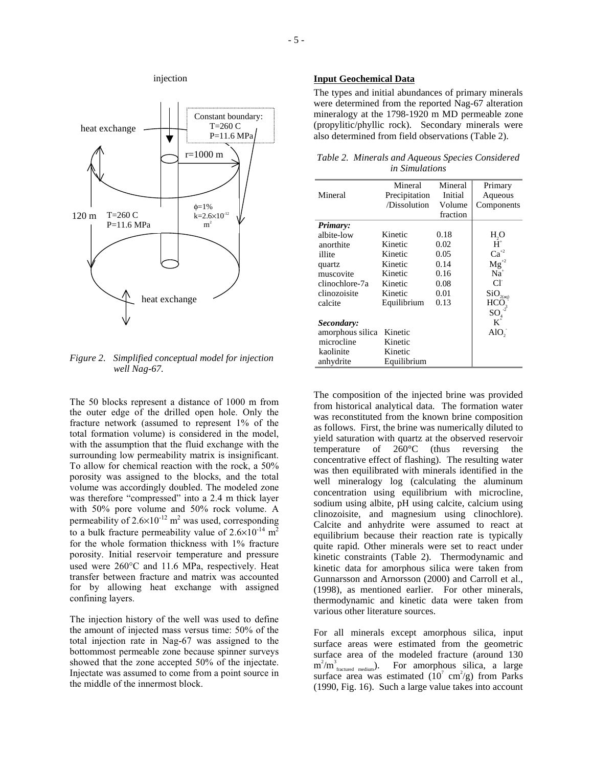Figure 2. Simplified conceptual model for injection well Nag-67.

The 50 blocks represent a distance of 1000 m from the outer edge of the drilled open hole. Only the fracture network (assumed to represent 1% of the total formation volume) is considered in the model, with the assumption that the fluid exchange with the surrounding low permeability matrix is insignificant. To allow for chemical reaction with the rock, a 50% porosity was assigned to the blocks, and the total volume was accordingly doubled. The modeled zone was therefore "compressed" into a 2.4 m thick layer with 50% pore volume and 50% rock volume. A permeability of $2.6\times10^{-12}$ m$^2$ was used, corresponding to a bulk fracture permeability value of $2.6\times10^{-14}$ m$^2$ for the whole formation thickness with 1% fracture porosity. Initial reservoir temperature and pressure used were 260°C and 11.6 MPa, respectively. Heat transfer between fracture and matrix was accounted for by allowing heat exchange with assigned confining layers.

The injection history of the well was used to define the amount of injected mass versus time: 50% of the total injection rate in Nag-67 was assigned to the bottommost permeable zone because spinner surveys showed that the zone accepted 50% of the injectate. Injectate was assumed to come from a point source in the middle of the innermost block.

**Input Geochemical Data**

The types and initial abundances of primary minerals were determined from the reported Nag-67 alteration mineralogy at the 1798-1920 m MD permeable zone (propylitic/phyllic rock). Secondary minerals were also determined from field observations (Table 2).

*Table 2. Minerals and Aqueous Species Considered in Simulations*

| Mineral | Mineral Precipitation /Dissolution | Mineral Initial Volume fraction | Primary Aqueous Components |
|---|---|---|---|
| ***Primary:*** | | | $H_2O$ |
| albite-low | Kinetic | 0.18 | $H^+$ |
| anorthite | Kinetic | 0.02 | $Ca^{+2}$ |
| illite | Kinetic | 0.05 | $Mg^{+2}$ |
| quartz | Kinetic | 0.14 | $Na^+$ |
| muscovite | Kinetic | 0.16 | $Cl^-$ |
| clinochlore-7a | Kinetic | 0.08 | $SiO_{2(aq)}$ |
| clinozoisite | Kinetic | 0.01 | $HCO_3^-$ |
| calcite | Equilibrium | 0.13 | $SO_4^{-2}$ |
| ***Secondary:*** | | | $K^+$ |
| amorphous silica | Kinetic | | $AlO_2^-$ |
| microcline | Kinetic | | |
| kaolinite | Kinetic | | |
| anhydrite | Equilibrium | | |

The composition of the injected brine was provided from historical analytical data. The formation water was reconstituted from the known brine composition as follows. First, the brine was numerically diluted to yield saturation with quartz at the observed reservoir temperature of 260°C (thus reversing the concentrative effect of flashing). The resulting water was then equilibrated with minerals identified in the well mineralogy log (calculating the aluminum concentration using equilibrium with microcline, sodium using albite, pH using calcite, calcium using clinozoisite, and magnesium using clinochlore). Calcite and anhydrite were assumed to react at equilibrium because their reaction rate is typically quite rapid. Other minerals were set to react under kinetic constraints (Table 2). Thermodynamic and kinetic data for amorphous silica were taken from Gunnarsson and Arnorsson (2000) and Carroll et al., (1998), as mentioned earlier. For other minerals, thermodynamic and kinetic data were taken from various other literature sources.

For all minerals except amorphous silica, input surface areas were estimated from the geometric surface area of the modeled fracture (around 130 $m^2/m^3_{\text{fractured medium}}$). For amorphous silica, a large surface area was estimated ($10^7$ cm$^2$/g) from Parks (1990, Fig. 16). Such a large value takes into account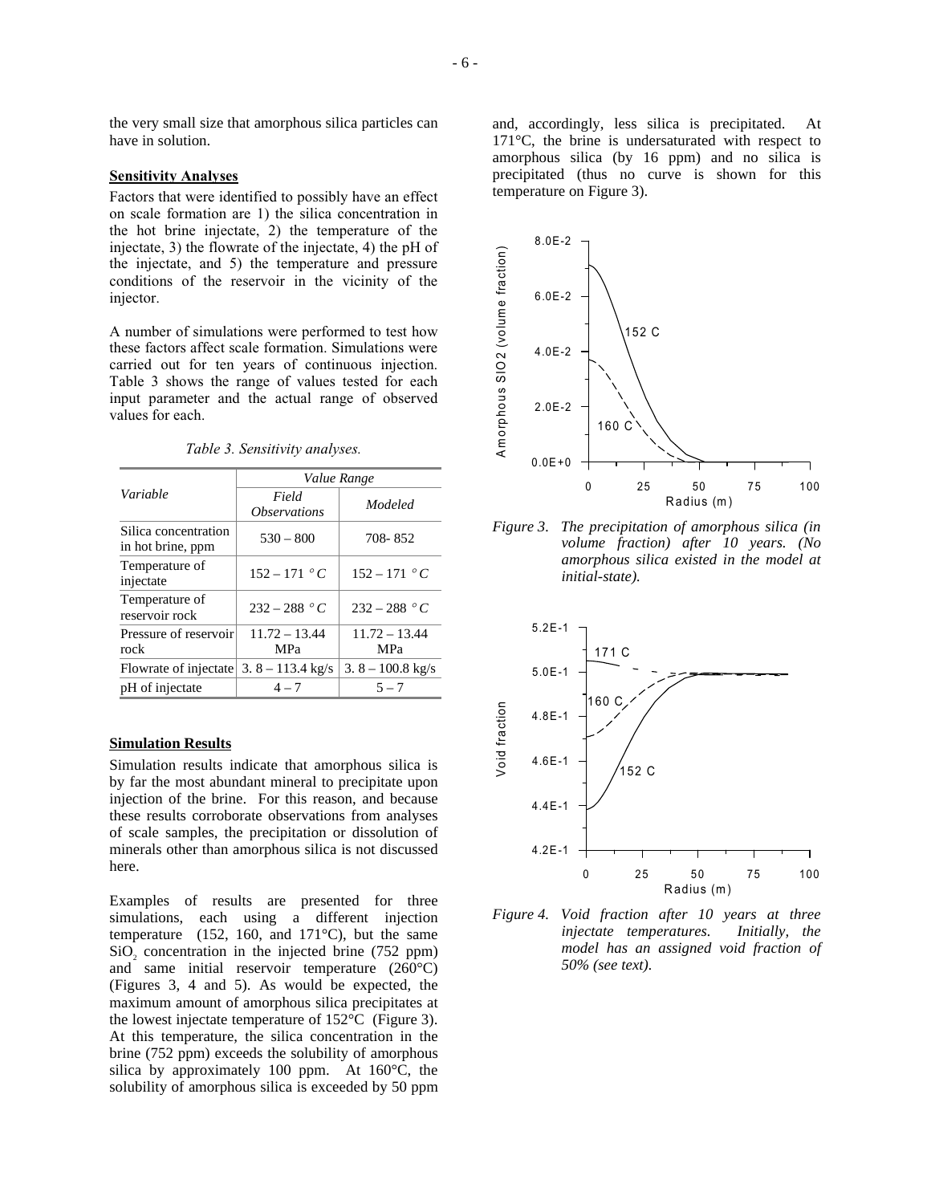the very small size that amorphous silica particles can have in solution.

**Sensitivity Analyses**

Factors that were identified to possibly have an effect on scale formation are 1) the silica concentration in the hot brine injectate, 2) the temperature of the injectate, 3) the flowrate of the injectate, 4) the pH of the injectate, and 5) the temperature and pressure conditions of the reservoir in the vicinity of the injector.

A number of simulations were performed to test how these factors affect scale formation. Simulations were carried out for ten years of continuous injection. Table 3 shows the range of values tested for each input parameter and the actual range of observed values for each.

*Table 3. Sensitivity analyses.*

| Variable | Value Range | |
|---|---|---|
| | *Field Observations* | *Modeled* |
| Silica concentration in hot brine, ppm | 530 – 800 | 708- 852 |
| Temperature of injectate | 152 – 171 °C | 152 – 171 °C |
| Temperature of reservoir rock | 232 – 288 °C | 232 – 288 °C |
| Pressure of reservoir rock | 11.72 – 13.44 MPa | 11.72 – 13.44 MPa |
| Flowrate of injectate | 3. 8 – 113.4 kg/s | 3. 8 – 100.8 kg/s |
| pH of injectate | 4 – 7 | 5 – 7 |

**Simulation Results**

Simulation results indicate that amorphous silica is by far the most abundant mineral to precipitate upon injection of the brine. For this reason, and because these results corroborate observations from analyses of scale samples, the precipitation or dissolution of minerals other than amorphous silica is not discussed here.

Examples of results are presented for three simulations, each using a different injection temperature (152, 160, and 171°C), but the same $SiO_2$ concentration in the injected brine (752 ppm) and same initial reservoir temperature (260°C) (Figures 3, 4 and 5). As would be expected, the maximum amount of amorphous silica precipitates at the lowest injectate temperature of 152°C (Figure 3). At this temperature, the silica concentration in the brine (752 ppm) exceeds the solubility of amorphous silica by approximately 100 ppm. At 160°C, the solubility of amorphous silica is exceeded by 50 ppm and, accordingly, less silica is precipitated. At 171°C, the brine is undersaturated with respect to amorphous silica (by 16 ppm) and no silica is precipitated (thus no curve is shown for this temperature on Figure 3).

*Figure 3. The precipitation of amorphous silica (in volume fraction) after 10 years. (No amorphous silica existed in the model at initial-state).*

*Figure 4. Void fraction after 10 years at three injectate temperatures. Initially, the model has an assigned void fraction of 50% (see text).*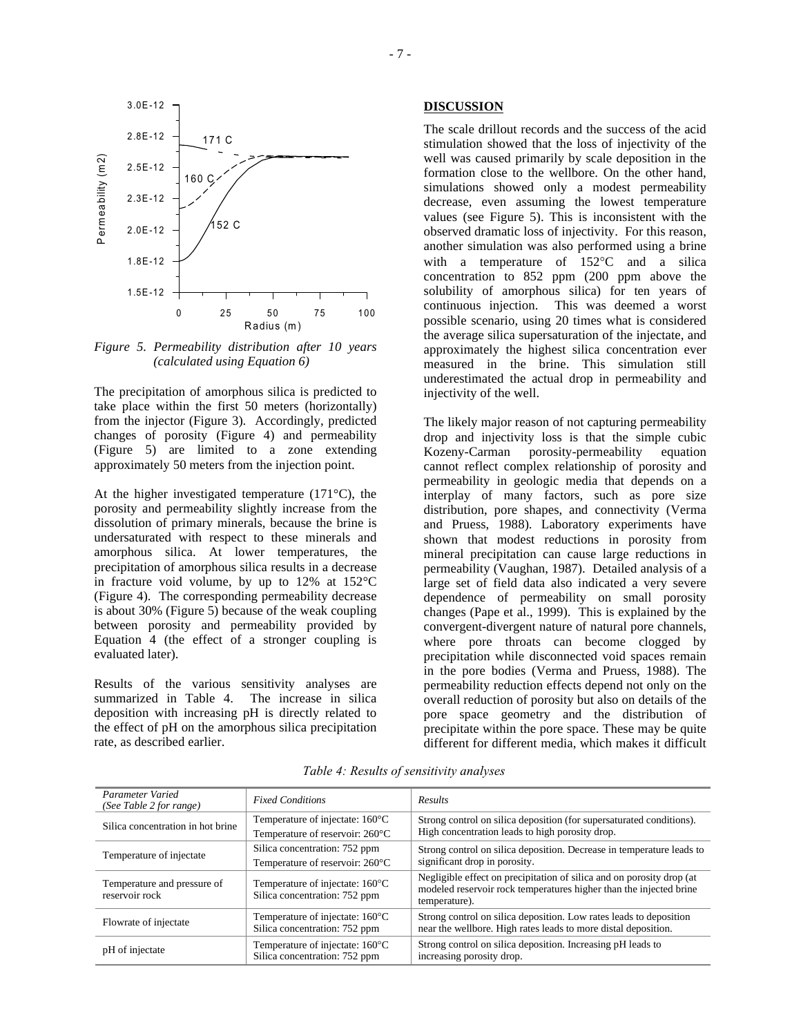*Figure 5. Permeability distribution after 10 years (calculated using Equation 6)*

The precipitation of amorphous silica is predicted to take place within the first 50 meters (horizontally) from the injector (Figure 3). Accordingly, predicted changes of porosity (Figure 4) and permeability (Figure 5) are limited to a zone extending approximately 50 meters from the injection point.

At the higher investigated temperature (171°C), the porosity and permeability slightly increase from the dissolution of primary minerals, because the brine is undersaturated with respect to these minerals and amorphous silica. At lower temperatures, the precipitation of amorphous silica results in a decrease in fracture void volume, by up to 12% at 152°C (Figure 4). The corresponding permeability decrease is about 30% (Figure 5) because of the weak coupling between porosity and permeability provided by Equation 4 (the effect of a stronger coupling is evaluated later).

Results of the various sensitivity analyses are summarized in Table 4. The increase in silica deposition with increasing pH is directly related to the effect of pH on the amorphous silica precipitation rate, as described earlier.

## DISCUSSION

The scale drillout records and the success of the acid stimulation showed that the loss of injectivity of the well was caused primarily by scale deposition in the formation close to the wellbore. On the other hand, simulations showed only a modest permeability decrease, even assuming the lowest temperature values (see Figure 5). This is inconsistent with the observed dramatic loss of injectivity. For this reason, another simulation was also performed using a brine with a temperature of 152°C and a silica concentration to 852 ppm (200 ppm above the solubility of amorphous silica) for ten years of continuous injection. This was deemed a worst possible scenario, using 20 times what is considered the average silica supersaturation of the injectate, and approximately the highest silica concentration ever measured in the brine. This simulation still underestimated the actual drop in permeability and injectivity of the well.

The likely major reason of not capturing permeability drop and injectivity loss is that the simple cubic Kozeny-Carman porosity-permeability equation cannot reflect complex relationship of porosity and permeability in geologic media that depends on a interplay of many factors, such as pore size distribution, pore shapes, and connectivity (Verma and Pruess, 1988). Laboratory experiments have shown that modest reductions in porosity from mineral precipitation can cause large reductions in permeability (Vaughan, 1987). Detailed analysis of a large set of field data also indicated a very severe dependence of permeability on small porosity changes (Pape et al., 1999). This is explained by the convergent-divergent nature of natural pore channels, where pore throats can become clogged by precipitation while disconnected void spaces remain in the pore bodies (Verma and Pruess, 1988). The permeability reduction effects depend not only on the overall reduction of porosity but also on details of the pore space geometry and the distribution of precipitate within the pore space. These may be quite different for different media, which makes it difficult

*Table 4: Results of sensitivity analyses*

| *Parameter Varied (See Table 2 for range)* | *Fixed Conditions* | *Results* |
|---|---|---|
| Silica concentration in hot brine | Temperature of injectate: 160°C<br>Temperature of reservoir: 260°C | Strong control on silica deposition (for supersaturated conditions). High concentration leads to high porosity drop. |
| Temperature of injectate | Silica concentration: 752 ppm<br>Temperature of reservoir: 260°C | Strong control on silica deposition. Decrease in temperature leads to significant drop in porosity. |
| Temperature and pressure of reservoir rock | Temperature of injectate: 160°C<br>Silica concentration: 752 ppm | Negligible effect on precipitation of silica and on porosity drop (at modeled reservoir rock temperatures higher than the injected brine temperature). |
| Flowrate of injectate | Temperature of injectate: 160°C<br>Silica concentration: 752 ppm | Strong control on silica deposition. Low rates leads to deposition near the wellbore. High rates leads to more distal deposition. |
| pH of injectate | Temperature of injectate: 160°C<br>Silica concentration: 752 ppm | Strong control on silica deposition. Increasing pH leads to increasing porosity drop. |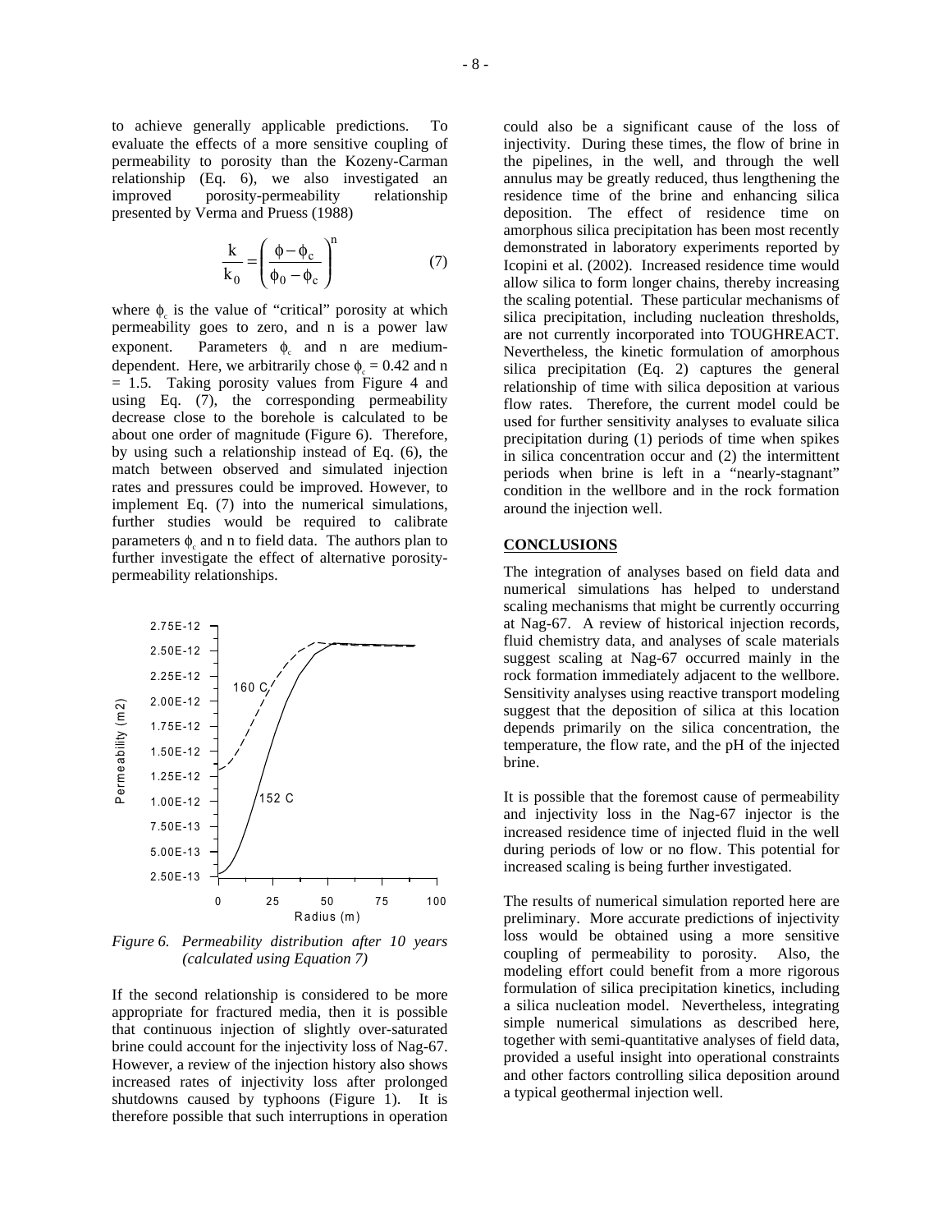to achieve generally applicable predictions. To evaluate the effects of a more sensitive coupling of permeability to porosity than the Kozeny-Carman relationship (Eq. 6), we also investigated an improved porosity-permeability relationship presented by Verma and Pruess (1988)

$$\frac{k}{k_0} = \left( \frac{\phi - \phi_c}{\phi_0 - \phi_c} \right)^n \qquad (7)$$

where $\phi_c$ is the value of "critical" porosity at which permeability goes to zero, and n is a power law exponent. Parameters $\phi_c$ and n are medium-dependent. Here, we arbitrarily chose $\phi_c = 0.42$ and n = 1.5. Taking porosity values from Figure 4 and using Eq. (7), the corresponding permeability decrease close to the borehole is calculated to be about one order of magnitude (Figure 6). Therefore, by using such a relationship instead of Eq. (6), the match between observed and simulated injection rates and pressures could be improved. However, to implement Eq. (7) into the numerical simulations, further studies would be required to calibrate parameters $\phi_c$ and n to field data. The authors plan to further investigate the effect of alternative porosity-permeability relationships.

*Figure 6. Permeability distribution after 10 years (calculated using Equation 7)*

If the second relationship is considered to be more appropriate for fractured media, then it is possible that continuous injection of slightly over-saturated brine could account for the injectivity loss of Nag-67. However, a review of the injection history also shows increased rates of injectivity loss after prolonged shutdowns caused by typhoons (Figure 1). It is therefore possible that such interruptions in operation could also be a significant cause of the loss of injectivity. During these times, the flow of brine in the pipelines, in the well, and through the well annulus may be greatly reduced, thus lengthening the residence time of the brine and enhancing silica deposition. The effect of residence time on amorphous silica precipitation has been most recently demonstrated in laboratory experiments reported by Icopini et al. (2002). Increased residence time would allow silica to form longer chains, thereby increasing the scaling potential. These particular mechanisms of silica precipitation, including nucleation thresholds, are not currently incorporated into TOUGHREACT. Nevertheless, the kinetic formulation of amorphous silica precipitation (Eq. 2) captures the general relationship of time with silica deposition at various flow rates. Therefore, the current model could be used for further sensitivity analyses to evaluate silica precipitation during (1) periods of time when spikes in silica concentration occur and (2) the intermittent periods when brine is left in a "nearly-stagnant" condition in the wellbore and in the rock formation around the injection well.

## CONCLUSIONS

The integration of analyses based on field data and numerical simulations has helped to understand scaling mechanisms that might be currently occurring at Nag-67. A review of historical injection records, fluid chemistry data, and analyses of scale materials suggest scaling at Nag-67 occurred mainly in the rock formation immediately adjacent to the wellbore. Sensitivity analyses using reactive transport modeling suggest that the deposition of silica at this location depends primarily on the silica concentration, the temperature, the flow rate, and the pH of the injected brine.

It is possible that the foremost cause of permeability and injectivity loss in the Nag-67 injector is the increased residence time of injected fluid in the well during periods of low or no flow. This potential for increased scaling is being further investigated.

The results of numerical simulation reported here are preliminary. More accurate predictions of injectivity loss would be obtained using a more sensitive coupling of permeability to porosity. Also, the modeling effort could benefit from a more rigorous formulation of silica precipitation kinetics, including a silica nucleation model. Nevertheless, integrating simple numerical simulations as described here, together with semi-quantitative analyses of field data, provided a useful insight into operational constraints and other factors controlling silica deposition around a typical geothermal injection well.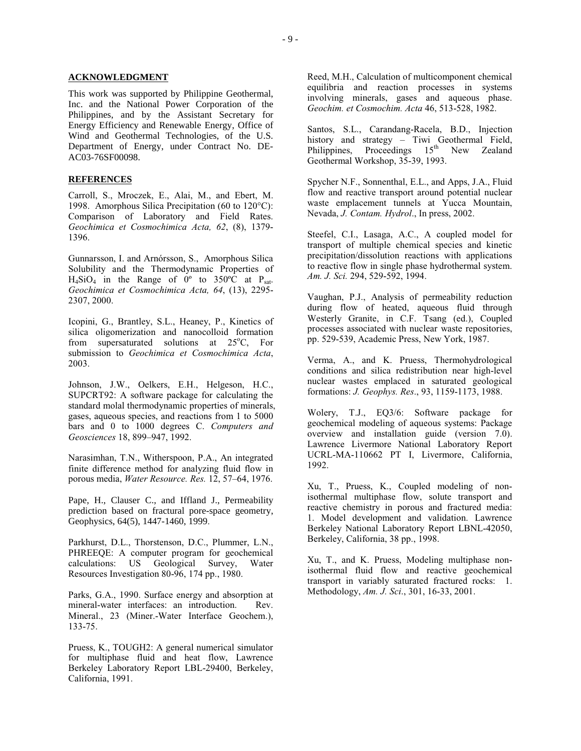## ACKNOWLEDGMENT

This work was supported by Philippine Geothermal, Inc. and the National Power Corporation of the Philippines, and by the Assistant Secretary for Energy Efficiency and Renewable Energy, Office of Wind and Geothermal Technologies, of the U.S. Department of Energy, under Contract No. DE-AC03-76SF00098.

## REFERENCES

Carroll, S., Mroczek, E., Alai, M., and Ebert, M. 1998. Amorphous Silica Precipitation (60 to 120°C): Comparison of Laboratory and Field Rates. *Geochimica et Cosmochimica Acta, 62*, (8), 1379-1396.

Gunnarsson, I. and Arnórsson, S., Amorphous Silica Solubility and the Thermodynamic Properties of $H_4SiO_4$ in the Range of 0º to 350ºC at $P_{sat}$. *Geochimica et Cosmochimica Acta, 64*, (13), 2295-2307, 2000.

Icopini, G., Brantley, S.L., Heaney, P., Kinetics of silica oligomerization and nanocolloid formation from supersaturated solutions at 25°C, For submission to *Geochimica et Cosmochimica Acta*, 2003.

Johnson, J.W., Oelkers, E.H., Helgeson, H.C., SUPCRT92: A software package for calculating the standard molal thermodynamic properties of minerals, gases, aqueous species, and reactions from 1 to 5000 bars and 0 to 1000 degrees C. *Computers and Geosciences* 18, 899–947, 1992.

Narasimhan, T.N., Witherspoon, P.A., An integrated finite difference method for analyzing fluid flow in porous media, *Water Resource. Res.* 12, 57–64, 1976.

Pape, H., Clauser C., and Iffland J., Permeability prediction based on fractural pore-space geometry, Geophysics, 64(5), 1447-1460, 1999.

Parkhurst, D.L., Thorstenson, D.C., Plummer, L.N., PHREEQE: A computer program for geochemical calculations: US Geological Survey, Water Resources Investigation 80-96, 174 pp., 1980.

Parks, G.A., 1990. Surface energy and absorption at mineral-water interfaces: an introduction. Rev. Mineral., 23 (Miner.-Water Interface Geochem.), 133-75.

Pruess, K., TOUGH2: A general numerical simulator for multiphase fluid and heat flow, Lawrence Berkeley Laboratory Report LBL-29400, Berkeley, California, 1991.

Reed, M.H., Calculation of multicomponent chemical equilibria and reaction processes in systems involving minerals, gases and aqueous phase. *Geochim. et Cosmochim. Acta* 46, 513-528, 1982.

Santos, S.L., Carandang-Racela, B.D., Injection history and strategy – Tiwi Geothermal Field, Philippines, Proceedings 15th New Zealand Geothermal Workshop, 35-39, 1993.

Spycher N.F., Sonnenthal, E.L., and Apps, J.A., Fluid flow and reactive transport around potential nuclear waste emplacement tunnels at Yucca Mountain, Nevada, *J. Contam. Hydrol*., In press, 2002.

Steefel, C.I., Lasaga, A.C., A coupled model for transport of multiple chemical species and kinetic precipitation/dissolution reactions with applications to reactive flow in single phase hydrothermal system. *Am. J. Sci.* 294, 529-592, 1994.

Vaughan, P.J., Analysis of permeability reduction during flow of heated, aqueous fluid through Westerly Granite, in C.F. Tsang (ed.), Coupled processes associated with nuclear waste repositories, pp. 529-539, Academic Press, New York, 1987.

Verma, A., and K. Pruess, Thermohydrological conditions and silica redistribution near high-level nuclear wastes emplaced in saturated geological formations: *J. Geophys. Res*., 93, 1159-1173, 1988.

Wolery, T.J., EQ3/6: Software package for geochemical modeling of aqueous systems: Package overview and installation guide (version 7.0). Lawrence Livermore National Laboratory Report UCRL-MA-110662 PT I, Livermore, California, 1992.

Xu, T., Pruess, K., Coupled modeling of non-isothermal multiphase flow, solute transport and reactive chemistry in porous and fractured media: 1. Model development and validation. Lawrence Berkeley National Laboratory Report LBNL-42050, Berkeley, California, 38 pp., 1998.

Xu, T., and K. Pruess, Modeling multiphase non-isothermal fluid flow and reactive geochemical transport in variably saturated fractured rocks: 1. Methodology, *Am. J. Sci*., 301, 16-33, 2001.